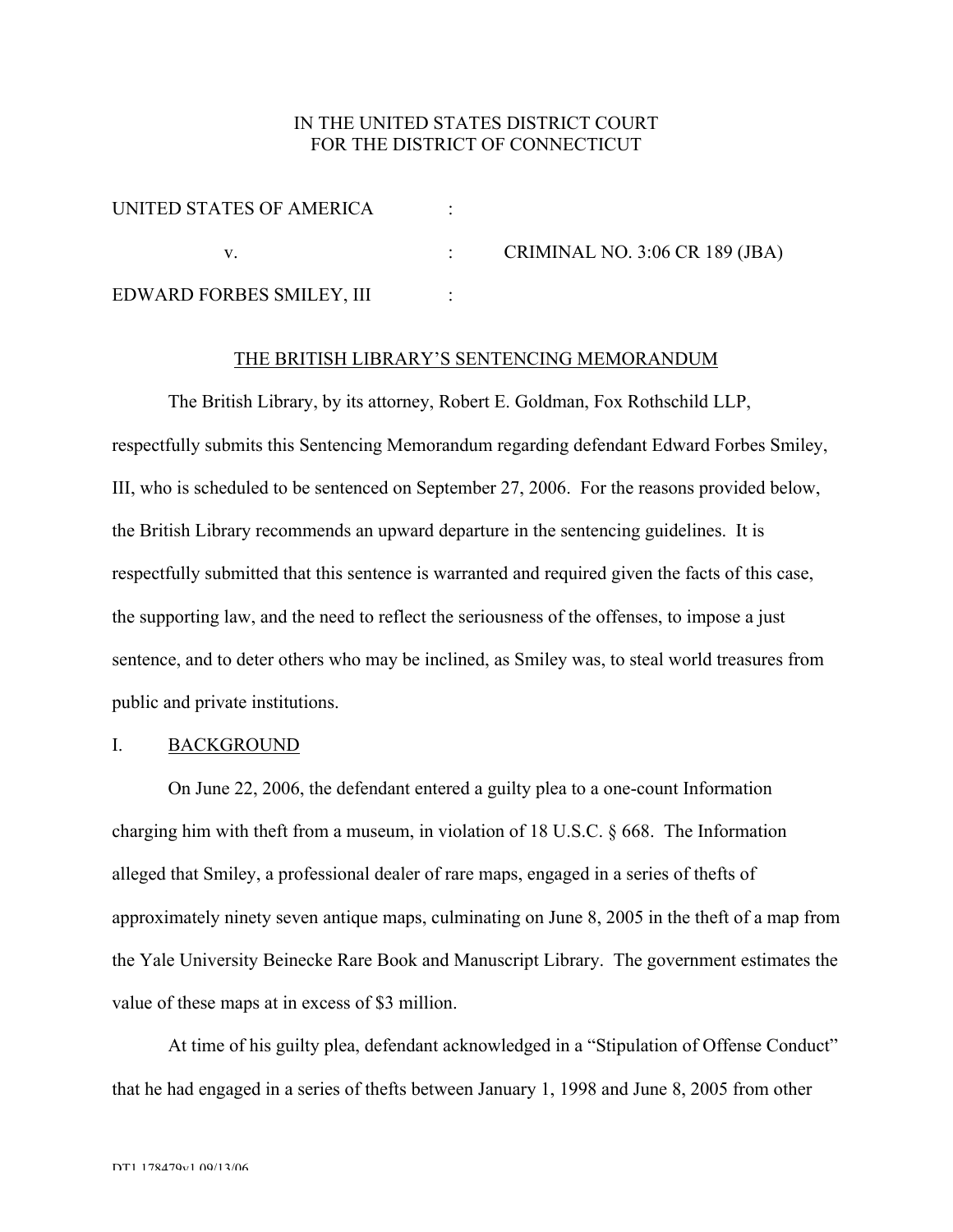IN THE UNITED STATES DISTRICT COURT
FOR THE DISTRICT OF CONNECTICUT

| | | |
|---|---|---|
| UNITED STATES OF AMERICA | : | |
| v. | : | CRIMINAL NO. 3:06 CR 189 (JBA) |
| EDWARD FORBES SMILEY, III | : | |

THE BRITISH LIBRARY'S SENTENCING MEMORANDUM

The British Library, by its attorney, Robert E. Goldman, Fox Rothschild LLP, respectfully submits this Sentencing Memorandum regarding defendant Edward Forbes Smiley, III, who is scheduled to be sentenced on September 27, 2006. For the reasons provided below, the British Library recommends an upward departure in the sentencing guidelines. It is respectfully submitted that this sentence is warranted and required given the facts of this case, the supporting law, and the need to reflect the seriousness of the offenses, to impose a just sentence, and to deter others who may be inclined, as Smiley was, to steal world treasures from public and private institutions.

## I. BACKGROUND

On June 22, 2006, the defendant entered a guilty plea to a one-count Information charging him with theft from a museum, in violation of 18 U.S.C. § 668. The Information alleged that Smiley, a professional dealer of rare maps, engaged in a series of thefts of approximately ninety seven antique maps, culminating on June 8, 2005 in the theft of a map from the Yale University Beinecke Rare Book and Manuscript Library. The government estimates the value of these maps at in excess of $3 million.

At time of his guilty plea, defendant acknowledged in a "Stipulation of Offense Conduct" that he had engaged in a series of thefts between January 1, 1998 and June 8, 2005 from other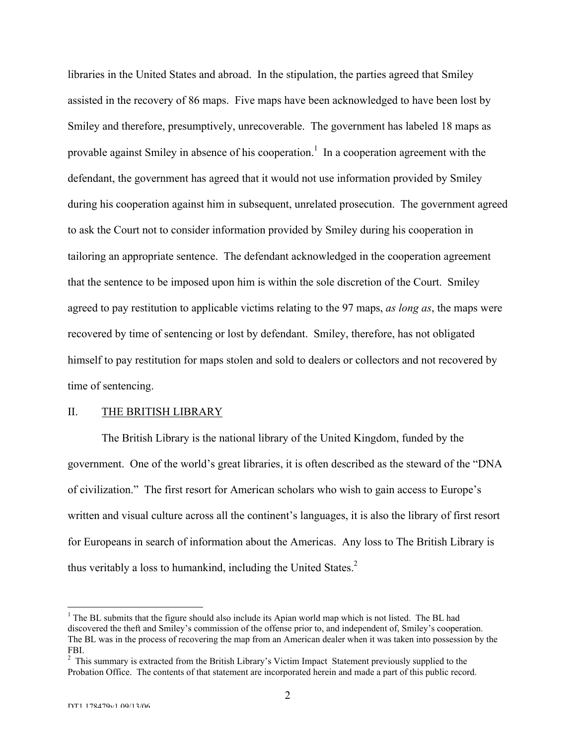libraries in the United States and abroad. In the stipulation, the parties agreed that Smiley assisted in the recovery of 86 maps. Five maps have been acknowledged to have been lost by Smiley and therefore, presumptively, unrecoverable. The government has labeled 18 maps as provable against Smiley in absence of his cooperation.[1] In a cooperation agreement with the defendant, the government has agreed that it would not use information provided by Smiley during his cooperation against him in subsequent, unrelated prosecution. The government agreed to ask the Court not to consider information provided by Smiley during his cooperation in tailoring an appropriate sentence. The defendant acknowledged in the cooperation agreement that the sentence to be imposed upon him is within the sole discretion of the Court. Smiley agreed to pay restitution to applicable victims relating to the 97 maps, *as long as*, the maps were recovered by time of sentencing or lost by defendant. Smiley, therefore, has not obligated himself to pay restitution for maps stolen and sold to dealers or collectors and not recovered by time of sentencing.

## II. THE BRITISH LIBRARY

The British Library is the national library of the United Kingdom, funded by the government. One of the world's great libraries, it is often described as the steward of the "DNA of civilization." The first resort for American scholars who wish to gain access to Europe's written and visual culture across all the continent's languages, it is also the library of first resort for Europeans in search of information about the Americas. Any loss to The British Library is thus veritably a loss to humankind, including the United States.[2]

---

[1] The BL submits that the figure should also include its Apian world map which is not listed. The BL had discovered the theft and Smiley's commission of the offense prior to, and independent of, Smiley's cooperation. The BL was in the process of recovering the map from an American dealer when it was taken into possession by the FBI.

[2] This summary is extracted from the British Library's Victim Impact Statement previously supplied to the Probation Office. The contents of that statement are incorporated herein and made a part of this public record.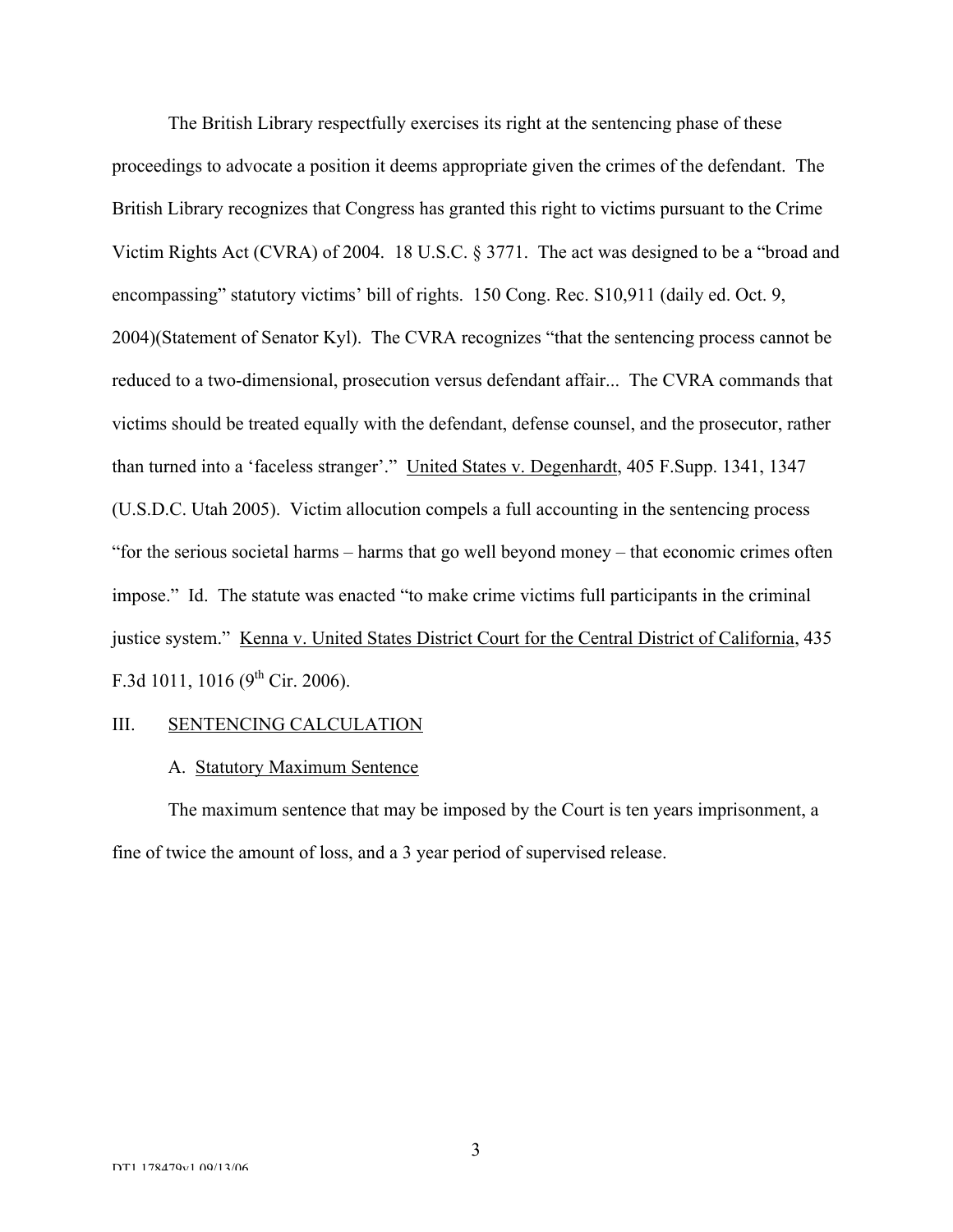The British Library respectfully exercises its right at the sentencing phase of these proceedings to advocate a position it deems appropriate given the crimes of the defendant. The British Library recognizes that Congress has granted this right to victims pursuant to the Crime Victim Rights Act (CVRA) of 2004. 18 U.S.C. § 3771. The act was designed to be a "broad and encompassing" statutory victims' bill of rights. 150 Cong. Rec. S10,911 (daily ed. Oct. 9, 2004)(Statement of Senator Kyl). The CVRA recognizes "that the sentencing process cannot be reduced to a two-dimensional, prosecution versus defendant affair... The CVRA commands that victims should be treated equally with the defendant, defense counsel, and the prosecutor, rather than turned into a 'faceless stranger'." United States v. Degenhardt, 405 F.Supp. 1341, 1347 (U.S.D.C. Utah 2005). Victim allocution compels a full accounting in the sentencing process "for the serious societal harms – harms that go well beyond money – that economic crimes often impose." Id. The statute was enacted "to make crime victims full participants in the criminal justice system." Kenna v. United States District Court for the Central District of California, 435 F.3d 1011, 1016 (9th Cir. 2006).

## III. SENTENCING CALCULATION

### A. Statutory Maximum Sentence

The maximum sentence that may be imposed by the Court is ten years imprisonment, a fine of twice the amount of loss, and a 3 year period of supervised release.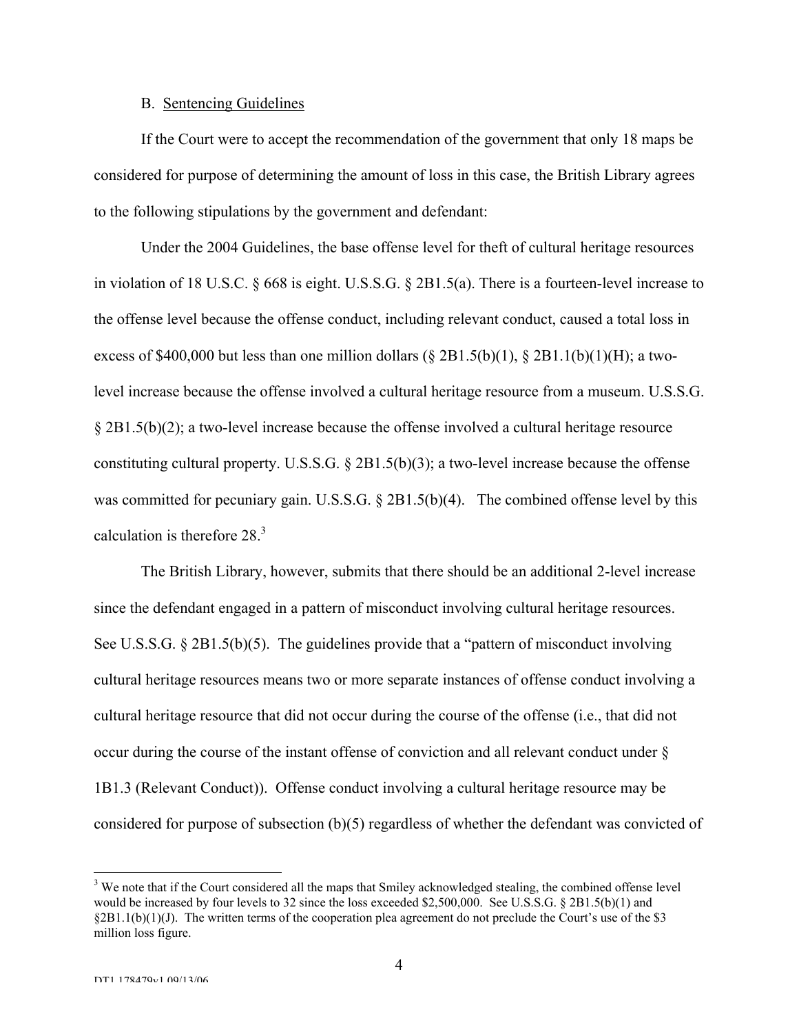B. Sentencing Guidelines

If the Court were to accept the recommendation of the government that only 18 maps be considered for purpose of determining the amount of loss in this case, the British Library agrees to the following stipulations by the government and defendant:

Under the 2004 Guidelines, the base offense level for theft of cultural heritage resources in violation of 18 U.S.C. § 668 is eight. U.S.S.G. § 2B1.5(a). There is a fourteen-level increase to the offense level because the offense conduct, including relevant conduct, caused a total loss in excess of $400,000 but less than one million dollars (§ 2B1.5(b)(1), § 2B1.1(b)(1)(H); a two-level increase because the offense involved a cultural heritage resource from a museum. U.S.S.G. § 2B1.5(b)(2); a two-level increase because the offense involved a cultural heritage resource constituting cultural property. U.S.S.G. § 2B1.5(b)(3); a two-level increase because the offense was committed for pecuniary gain. U.S.S.G. § 2B1.5(b)(4). The combined offense level by this calculation is therefore 28.[3]

The British Library, however, submits that there should be an additional 2-level increase since the defendant engaged in a pattern of misconduct involving cultural heritage resources. See U.S.S.G. § 2B1.5(b)(5). The guidelines provide that a "pattern of misconduct involving cultural heritage resources means two or more separate instances of offense conduct involving a cultural heritage resource that did not occur during the course of the offense (i.e., that did not occur during the course of the instant offense of conviction and all relevant conduct under § 1B1.3 (Relevant Conduct)). Offense conduct involving a cultural heritage resource may be considered for purpose of subsection (b)(5) regardless of whether the defendant was convicted of

[3] We note that if the Court considered all the maps that Smiley acknowledged stealing, the combined offense level would be increased by four levels to 32 since the loss exceeded $2,500,000. See U.S.S.G. § 2B1.5(b)(1) and §2B1.1(b)(1)(J). The written terms of the cooperation plea agreement do not preclude the Court's use of the $3 million loss figure.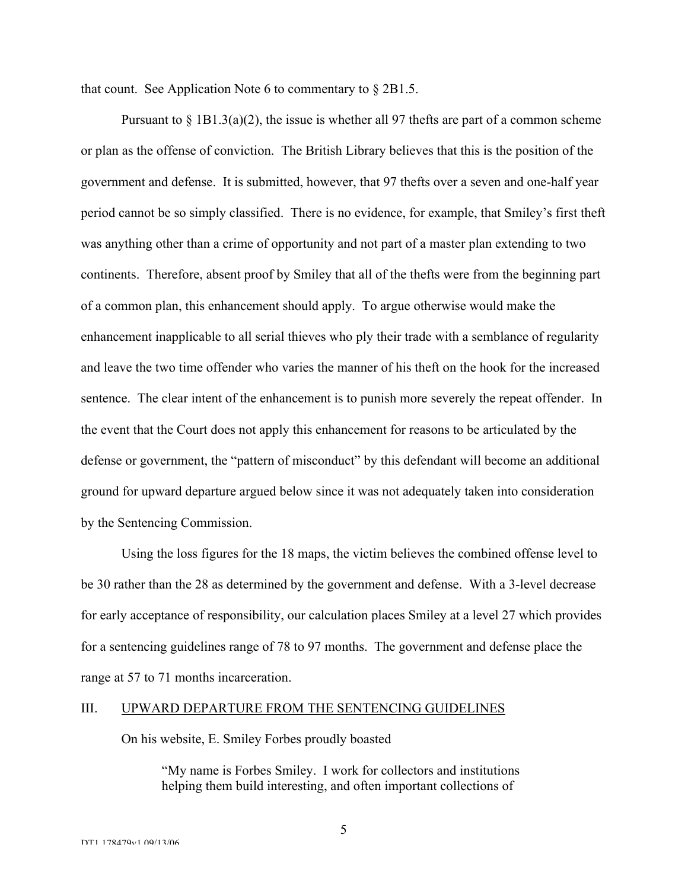that count. See Application Note 6 to commentary to § 2B1.5.

Pursuant to § 1B1.3(a)(2), the issue is whether all 97 thefts are part of a common scheme or plan as the offense of conviction. The British Library believes that this is the position of the government and defense. It is submitted, however, that 97 thefts over a seven and one-half year period cannot be so simply classified. There is no evidence, for example, that Smiley's first theft was anything other than a crime of opportunity and not part of a master plan extending to two continents. Therefore, absent proof by Smiley that all of the thefts were from the beginning part of a common plan, this enhancement should apply. To argue otherwise would make the enhancement inapplicable to all serial thieves who ply their trade with a semblance of regularity and leave the two time offender who varies the manner of his theft on the hook for the increased sentence. The clear intent of the enhancement is to punish more severely the repeat offender. In the event that the Court does not apply this enhancement for reasons to be articulated by the defense or government, the "pattern of misconduct" by this defendant will become an additional ground for upward departure argued below since it was not adequately taken into consideration by the Sentencing Commission.

Using the loss figures for the 18 maps, the victim believes the combined offense level to be 30 rather than the 28 as determined by the government and defense. With a 3-level decrease for early acceptance of responsibility, our calculation places Smiley at a level 27 which provides for a sentencing guidelines range of 78 to 97 months. The government and defense place the range at 57 to 71 months incarceration.

## III. UPWARD DEPARTURE FROM THE SENTENCING GUIDELINES

On his website, E. Smiley Forbes proudly boasted

> "My name is Forbes Smiley. I work for collectors and institutions helping them build interesting, and often important collections of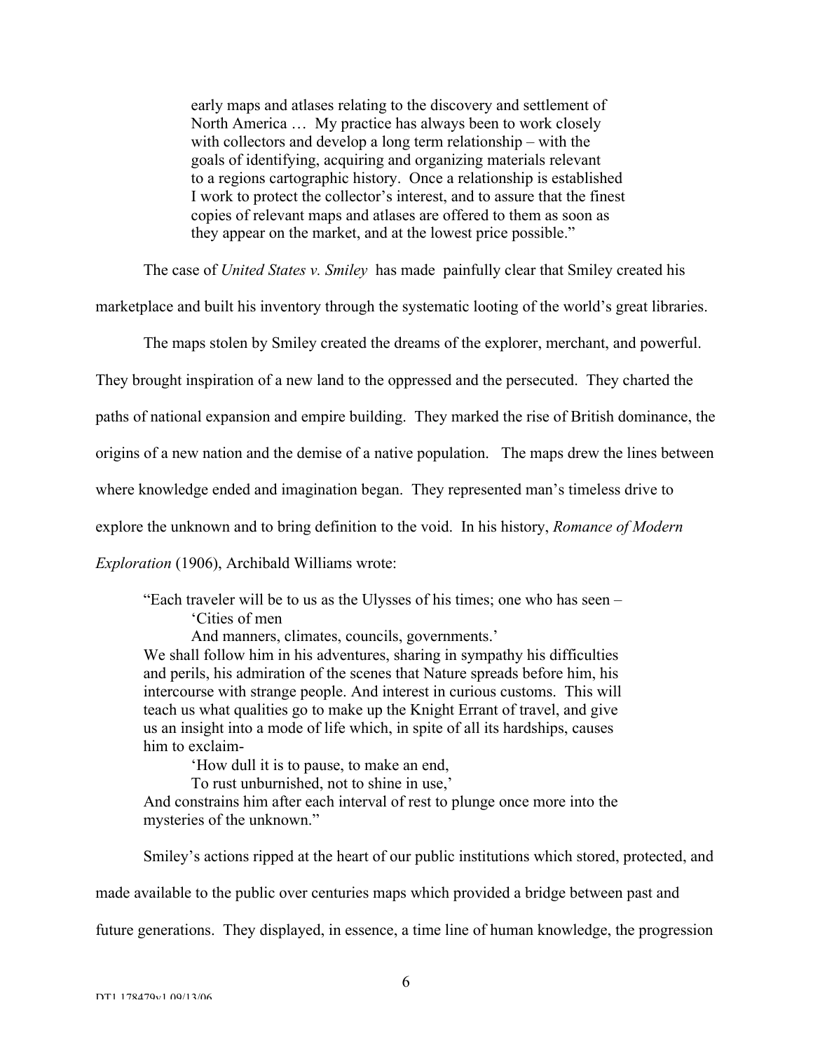> early maps and atlases relating to the discovery and settlement of North America … My practice has always been to work closely with collectors and develop a long term relationship – with the goals of identifying, acquiring and organizing materials relevant to a regions cartographic history. Once a relationship is established I work to protect the collector's interest, and to assure that the finest copies of relevant maps and atlases are offered to them as soon as they appear on the market, and at the lowest price possible."

The case of *United States v. Smiley* has made painfully clear that Smiley created his marketplace and built his inventory through the systematic looting of the world's great libraries.

The maps stolen by Smiley created the dreams of the explorer, merchant, and powerful. They brought inspiration of a new land to the oppressed and the persecuted. They charted the paths of national expansion and empire building. They marked the rise of British dominance, the origins of a new nation and the demise of a native population. The maps drew the lines between where knowledge ended and imagination began. They represented man's timeless drive to explore the unknown and to bring definition to the void. In his history, *Romance of Modern Exploration* (1906), Archibald Williams wrote:

> "Each traveler will be to us as the Ulysses of his times; one who has seen –
>
> 'Cities of men
> And manners, climates, councils, governments.'
>
> We shall follow him in his adventures, sharing in sympathy his difficulties and perils, his admiration of the scenes that Nature spreads before him, his intercourse with strange people. And interest in curious customs. This will teach us what qualities go to make up the Knight Errant of travel, and give us an insight into a mode of life which, in spite of all its hardships, causes him to exclaim-
>
> 'How dull it is to pause, to make an end,
> To rust unburnished, not to shine in use,'
>
> And constrains him after each interval of rest to plunge once more into the mysteries of the unknown."

Smiley's actions ripped at the heart of our public institutions which stored, protected, and made available to the public over centuries maps which provided a bridge between past and future generations. They displayed, in essence, a time line of human knowledge, the progression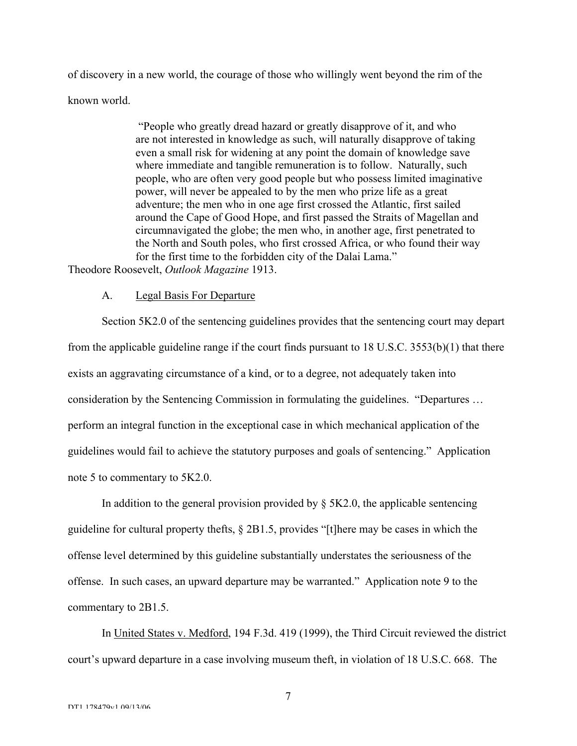of discovery in a new world, the courage of those who willingly went beyond the rim of the known world.

> "People who greatly dread hazard or greatly disapprove of it, and who are not interested in knowledge as such, will naturally disapprove of taking even a small risk for widening at any point the domain of knowledge save where immediate and tangible remuneration is to follow. Naturally, such people, who are often very good people but who possess limited imaginative power, will never be appealed to by the men who prize life as a great adventure; the men who in one age first crossed the Atlantic, first sailed around the Cape of Good Hope, and first passed the Straits of Magellan and circumnavigated the globe; the men who, in another age, first penetrated to the North and South poles, who first crossed Africa, or who found their way for the first time to the forbidden city of the Dalai Lama."

Theodore Roosevelt, *Outlook Magazine* 1913.

A. Legal Basis For Departure

Section 5K2.0 of the sentencing guidelines provides that the sentencing court may depart from the applicable guideline range if the court finds pursuant to 18 U.S.C. 3553(b)(1) that there exists an aggravating circumstance of a kind, or to a degree, not adequately taken into consideration by the Sentencing Commission in formulating the guidelines. "Departures … perform an integral function in the exceptional case in which mechanical application of the guidelines would fail to achieve the statutory purposes and goals of sentencing." Application note 5 to commentary to 5K2.0.

In addition to the general provision provided by § 5K2.0, the applicable sentencing guideline for cultural property thefts, § 2B1.5, provides "[t]here may be cases in which the offense level determined by this guideline substantially understates the seriousness of the offense. In such cases, an upward departure may be warranted." Application note 9 to the commentary to 2B1.5.

In United States v. Medford, 194 F.3d. 419 (1999), the Third Circuit reviewed the district court's upward departure in a case involving museum theft, in violation of 18 U.S.C. 668. The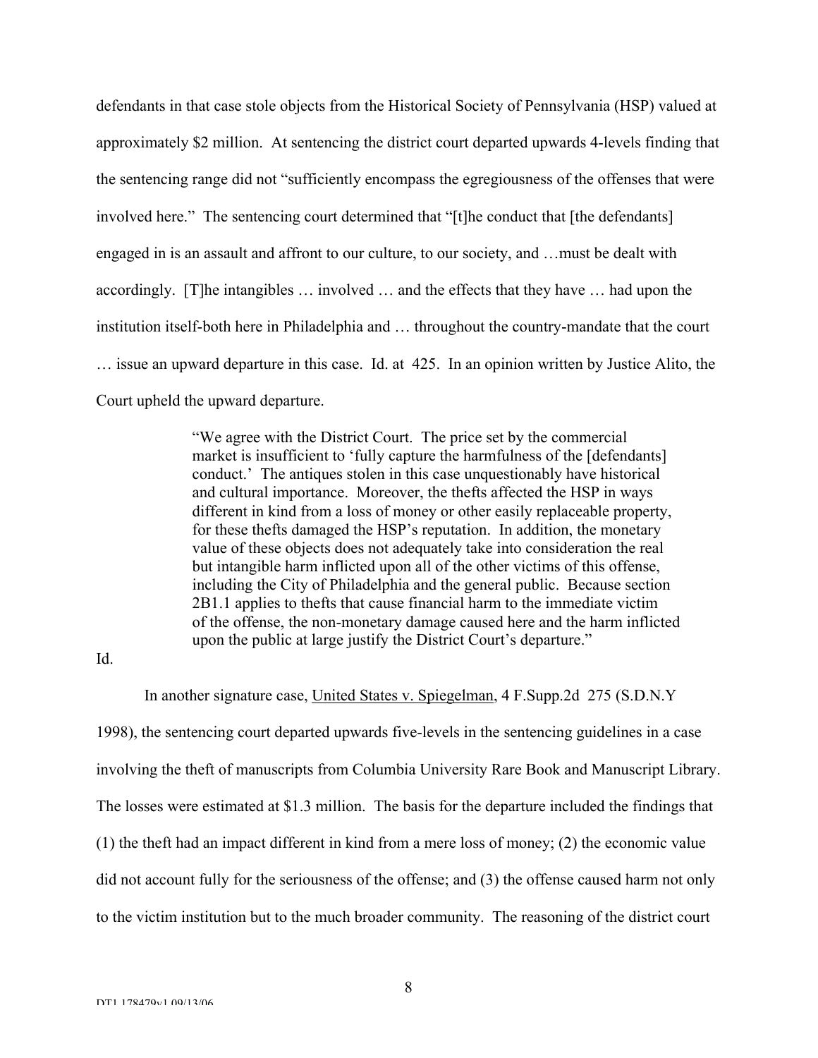defendants in that case stole objects from the Historical Society of Pennsylvania (HSP) valued at approximately $2 million. At sentencing the district court departed upwards 4-levels finding that the sentencing range did not "sufficiently encompass the egregiousness of the offenses that were involved here." The sentencing court determined that "[t]he conduct that [the defendants] engaged in is an assault and affront to our culture, to our society, and …must be dealt with accordingly. [T]he intangibles … involved … and the effects that they have … had upon the institution itself-both here in Philadelphia and … throughout the country-mandate that the court … issue an upward departure in this case. Id. at 425. In an opinion written by Justice Alito, the Court upheld the upward departure.

> "We agree with the District Court. The price set by the commercial market is insufficient to 'fully capture the harmfulness of the [defendants] conduct.' The antiques stolen in this case unquestionably have historical and cultural importance. Moreover, the thefts affected the HSP in ways different in kind from a loss of money or other easily replaceable property, for these thefts damaged the HSP's reputation. In addition, the monetary value of these objects does not adequately take into consideration the real but intangible harm inflicted upon all of the other victims of this offense, including the City of Philadelphia and the general public. Because section 2B1.1 applies to thefts that cause financial harm to the immediate victim of the offense, the non-monetary damage caused here and the harm inflicted upon the public at large justify the District Court's departure."

Id.

In another signature case, United States v. Spiegelman, 4 F.Supp.2d 275 (S.D.N.Y 1998), the sentencing court departed upwards five-levels in the sentencing guidelines in a case involving the theft of manuscripts from Columbia University Rare Book and Manuscript Library. The losses were estimated at $1.3 million. The basis for the departure included the findings that (1) the theft had an impact different in kind from a mere loss of money; (2) the economic value did not account fully for the seriousness of the offense; and (3) the offense caused harm not only to the victim institution but to the much broader community. The reasoning of the district court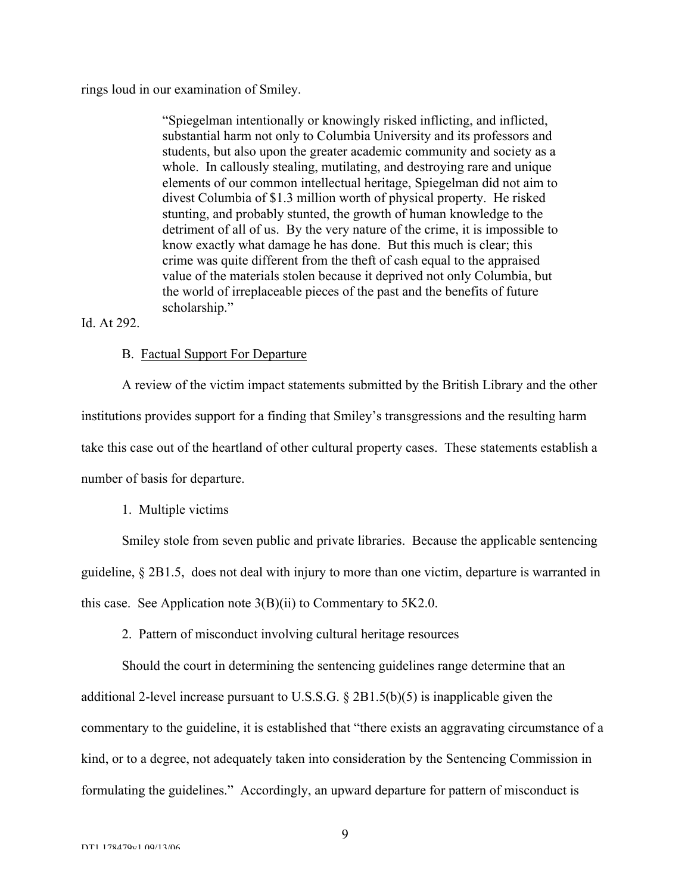rings loud in our examination of Smiley.

> "Spiegelman intentionally or knowingly risked inflicting, and inflicted, substantial harm not only to Columbia University and its professors and students, but also upon the greater academic community and society as a whole. In callously stealing, mutilating, and destroying rare and unique elements of our common intellectual heritage, Spiegelman did not aim to divest Columbia of $1.3 million worth of physical property. He risked stunting, and probably stunted, the growth of human knowledge to the detriment of all of us. By the very nature of the crime, it is impossible to know exactly what damage he has done. But this much is clear; this crime was quite different from the theft of cash equal to the appraised value of the materials stolen because it deprived not only Columbia, but the world of irreplaceable pieces of the past and the benefits of future scholarship."

Id. At 292.

B. Factual Support For Departure

A review of the victim impact statements submitted by the British Library and the other institutions provides support for a finding that Smiley's transgressions and the resulting harm take this case out of the heartland of other cultural property cases. These statements establish a number of basis for departure.

1. Multiple victims

Smiley stole from seven public and private libraries. Because the applicable sentencing guideline, § 2B1.5, does not deal with injury to more than one victim, departure is warranted in this case. See Application note 3(B)(ii) to Commentary to 5K2.0.

2. Pattern of misconduct involving cultural heritage resources

Should the court in determining the sentencing guidelines range determine that an additional 2-level increase pursuant to U.S.S.G. § 2B1.5(b)(5) is inapplicable given the commentary to the guideline, it is established that "there exists an aggravating circumstance of a kind, or to a degree, not adequately taken into consideration by the Sentencing Commission in formulating the guidelines." Accordingly, an upward departure for pattern of misconduct is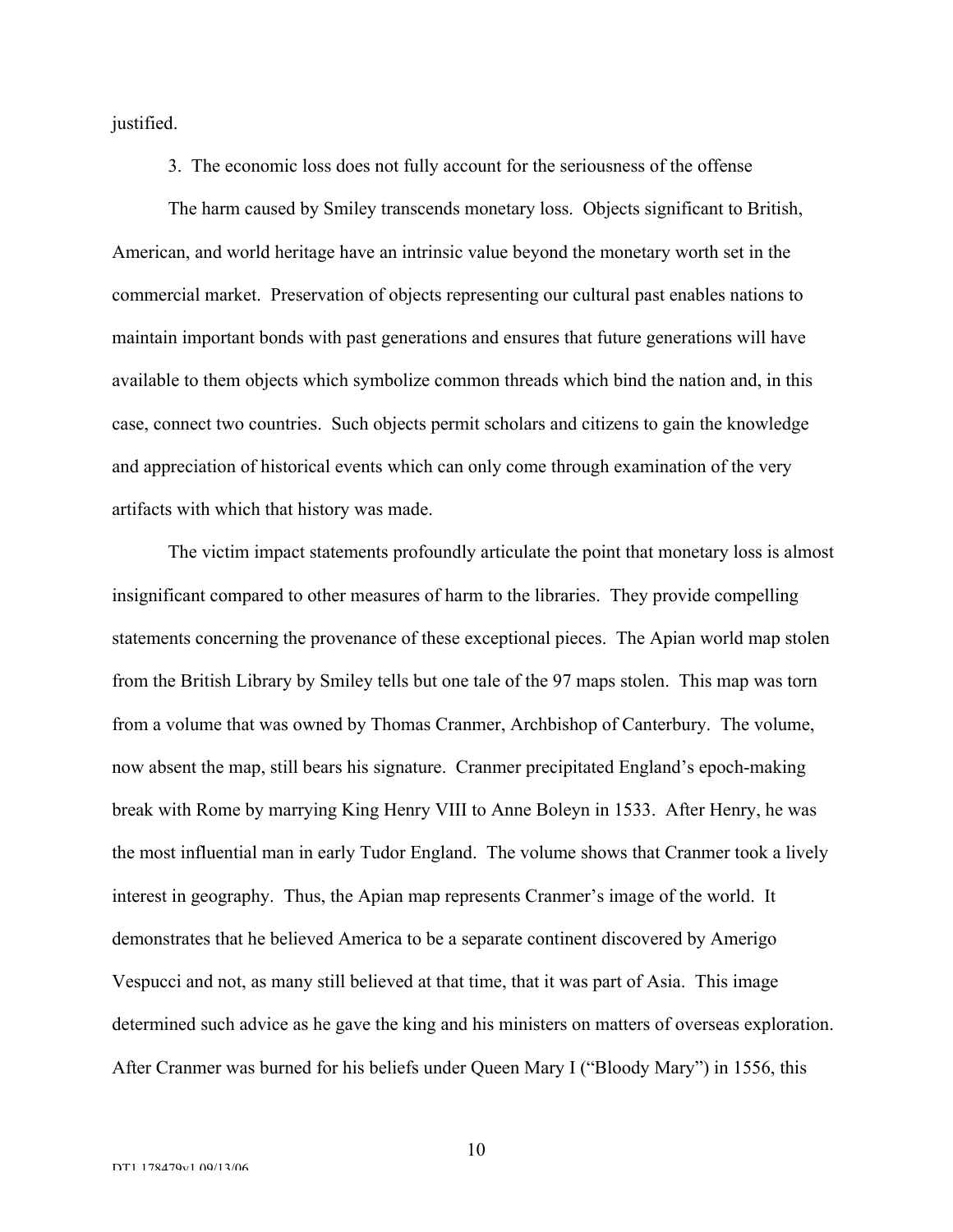justified.

3. The economic loss does not fully account for the seriousness of the offense

The harm caused by Smiley transcends monetary loss. Objects significant to British, American, and world heritage have an intrinsic value beyond the monetary worth set in the commercial market. Preservation of objects representing our cultural past enables nations to maintain important bonds with past generations and ensures that future generations will have available to them objects which symbolize common threads which bind the nation and, in this case, connect two countries. Such objects permit scholars and citizens to gain the knowledge and appreciation of historical events which can only come through examination of the very artifacts with which that history was made.

The victim impact statements profoundly articulate the point that monetary loss is almost insignificant compared to other measures of harm to the libraries. They provide compelling statements concerning the provenance of these exceptional pieces. The Apian world map stolen from the British Library by Smiley tells but one tale of the 97 maps stolen. This map was torn from a volume that was owned by Thomas Cranmer, Archbishop of Canterbury. The volume, now absent the map, still bears his signature. Cranmer precipitated England's epoch-making break with Rome by marrying King Henry VIII to Anne Boleyn in 1533. After Henry, he was the most influential man in early Tudor England. The volume shows that Cranmer took a lively interest in geography. Thus, the Apian map represents Cranmer's image of the world. It demonstrates that he believed America to be a separate continent discovered by Amerigo Vespucci and not, as many still believed at that time, that it was part of Asia. This image determined such advice as he gave the king and his ministers on matters of overseas exploration. After Cranmer was burned for his beliefs under Queen Mary I ("Bloody Mary") in 1556, this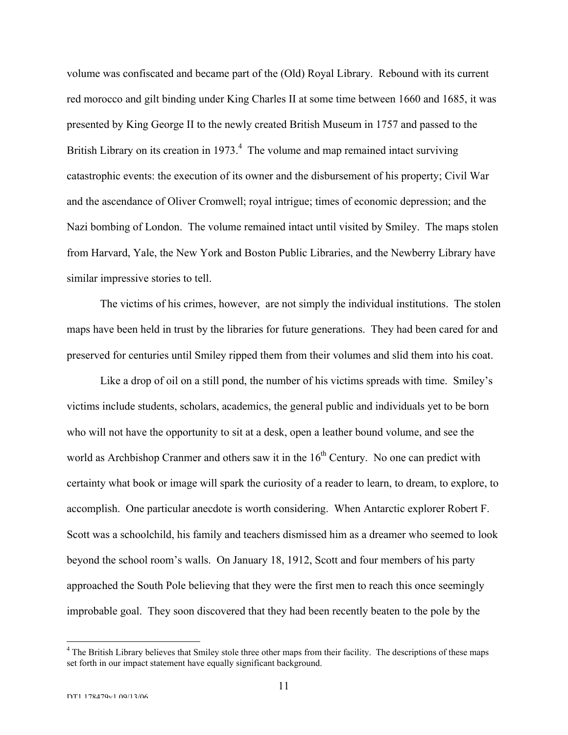volume was confiscated and became part of the (Old) Royal Library. Rebound with its current red morocco and gilt binding under King Charles II at some time between 1660 and 1685, it was presented by King George II to the newly created British Museum in 1757 and passed to the British Library on its creation in 1973.[4] The volume and map remained intact surviving catastrophic events: the execution of its owner and the disbursement of his property; Civil War and the ascendance of Oliver Cromwell; royal intrigue; times of economic depression; and the Nazi bombing of London. The volume remained intact until visited by Smiley. The maps stolen from Harvard, Yale, the New York and Boston Public Libraries, and the Newberry Library have similar impressive stories to tell.

The victims of his crimes, however, are not simply the individual institutions. The stolen maps have been held in trust by the libraries for future generations. They had been cared for and preserved for centuries until Smiley ripped them from their volumes and slid them into his coat.

Like a drop of oil on a still pond, the number of his victims spreads with time. Smiley's victims include students, scholars, academics, the general public and individuals yet to be born who will not have the opportunity to sit at a desk, open a leather bound volume, and see the world as Archbishop Cranmer and others saw it in the 16th Century. No one can predict with certainty what book or image will spark the curiosity of a reader to learn, to dream, to explore, to accomplish. One particular anecdote is worth considering. When Antarctic explorer Robert F. Scott was a schoolchild, his family and teachers dismissed him as a dreamer who seemed to look beyond the school room's walls. On January 18, 1912, Scott and four members of his party approached the South Pole believing that they were the first men to reach this once seemingly improbable goal. They soon discovered that they had been recently beaten to the pole by the

---

[4] The British Library believes that Smiley stole three other maps from their facility. The descriptions of these maps set forth in our impact statement have equally significant background.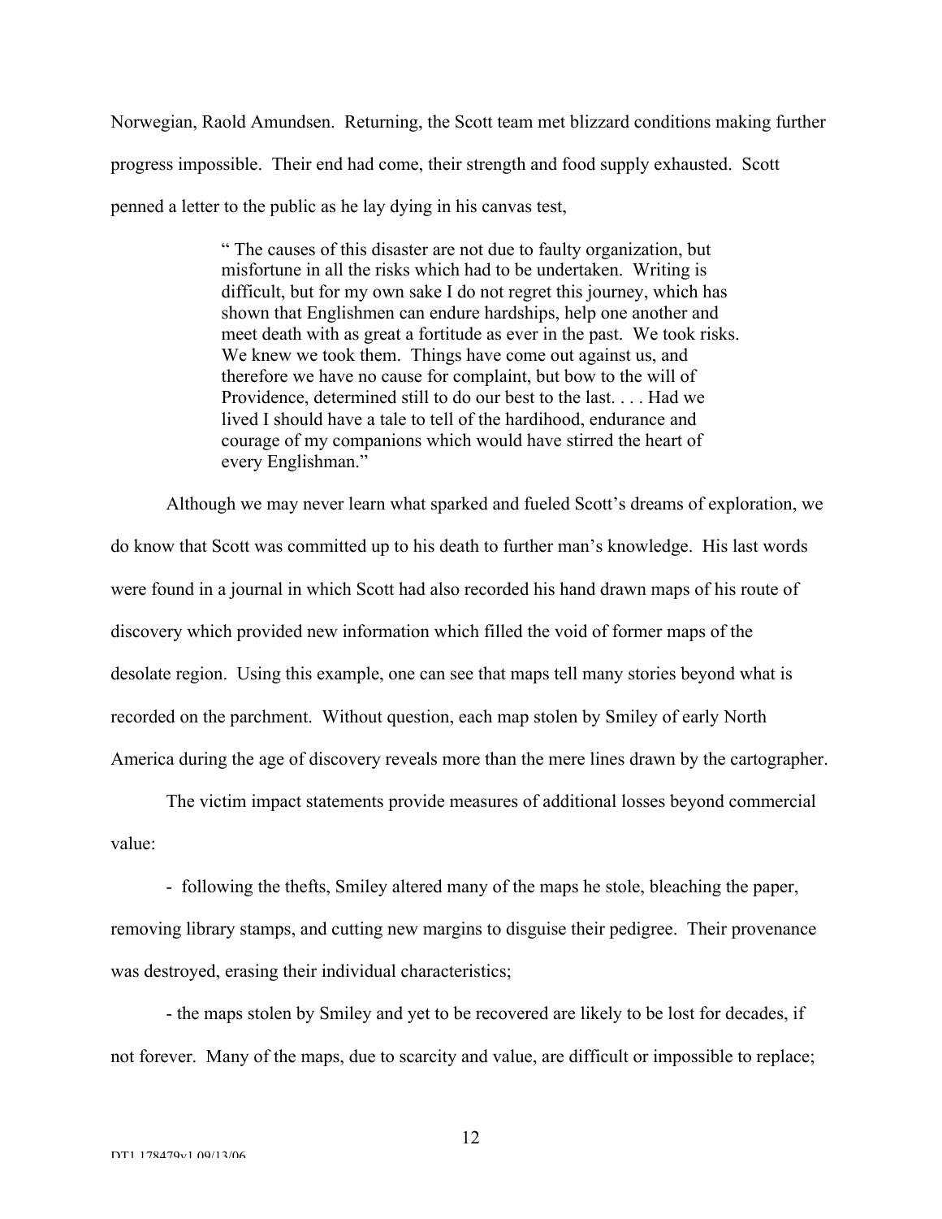Norwegian, Raold Amundsen. Returning, the Scott team met blizzard conditions making further progress impossible. Their end had come, their strength and food supply exhausted. Scott penned a letter to the public as he lay dying in his canvas test,

> " The causes of this disaster are not due to faulty organization, but misfortune in all the risks which had to be undertaken. Writing is difficult, but for my own sake I do not regret this journey, which has shown that Englishmen can endure hardships, help one another and meet death with as great a fortitude as ever in the past. We took risks. We knew we took them. Things have come out against us, and therefore we have no cause for complaint, but bow to the will of Providence, determined still to do our best to the last. . . . Had we lived I should have a tale to tell of the hardihood, endurance and courage of my companions which would have stirred the heart of every Englishman."

Although we may never learn what sparked and fueled Scott's dreams of exploration, we do know that Scott was committed up to his death to further man's knowledge. His last words were found in a journal in which Scott had also recorded his hand drawn maps of his route of discovery which provided new information which filled the void of former maps of the desolate region. Using this example, one can see that maps tell many stories beyond what is recorded on the parchment. Without question, each map stolen by Smiley of early North America during the age of discovery reveals more than the mere lines drawn by the cartographer.

The victim impact statements provide measures of additional losses beyond commercial value:

- following the thefts, Smiley altered many of the maps he stole, bleaching the paper, removing library stamps, and cutting new margins to disguise their pedigree. Their provenance was destroyed, erasing their individual characteristics;

- the maps stolen by Smiley and yet to be recovered are likely to be lost for decades, if not forever. Many of the maps, due to scarcity and value, are difficult or impossible to replace;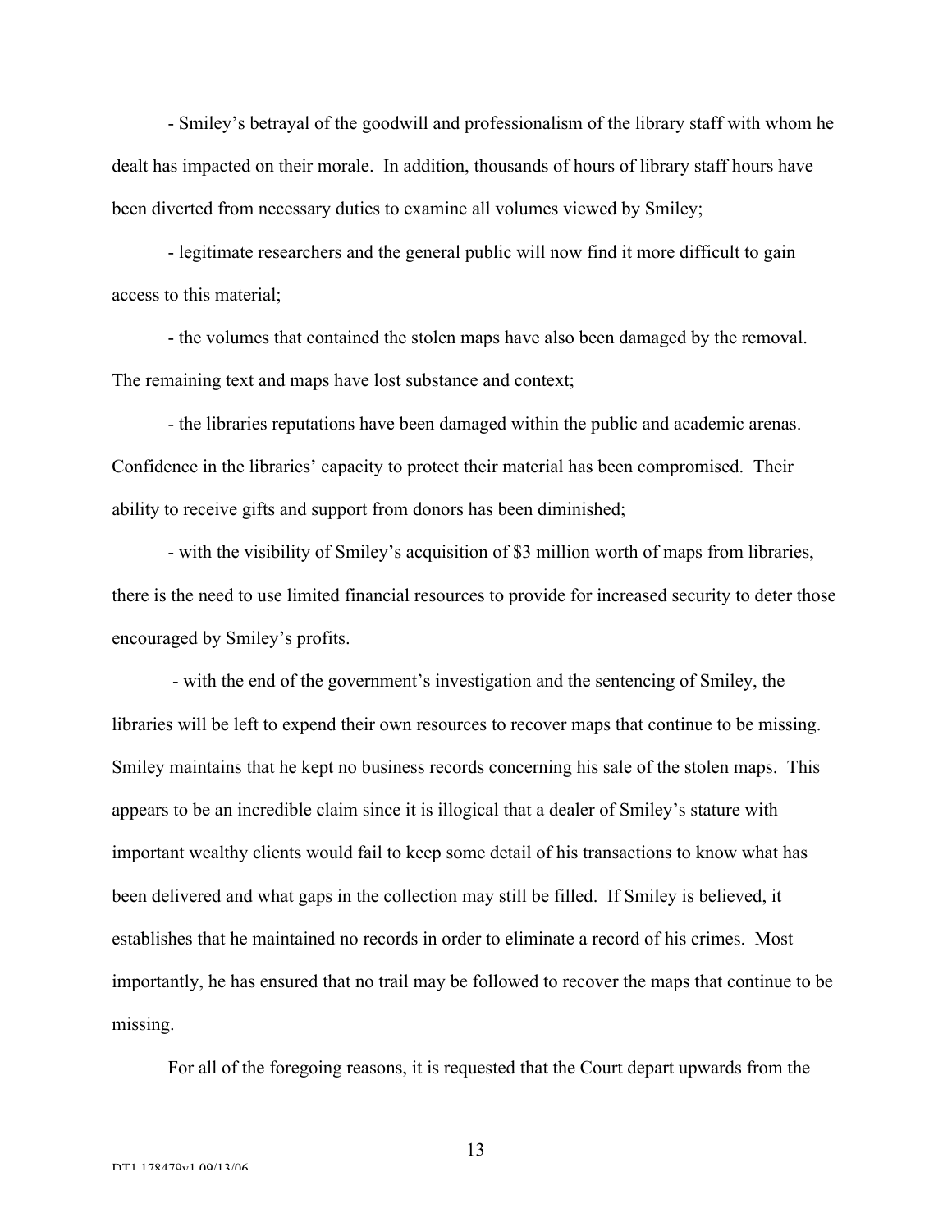- Smiley's betrayal of the goodwill and professionalism of the library staff with whom he dealt has impacted on their morale. In addition, thousands of hours of library staff hours have been diverted from necessary duties to examine all volumes viewed by Smiley;

- legitimate researchers and the general public will now find it more difficult to gain access to this material;

- the volumes that contained the stolen maps have also been damaged by the removal. The remaining text and maps have lost substance and context;

- the libraries reputations have been damaged within the public and academic arenas. Confidence in the libraries' capacity to protect their material has been compromised. Their ability to receive gifts and support from donors has been diminished;

- with the visibility of Smiley's acquisition of $3 million worth of maps from libraries, there is the need to use limited financial resources to provide for increased security to deter those encouraged by Smiley's profits.

- with the end of the government's investigation and the sentencing of Smiley, the libraries will be left to expend their own resources to recover maps that continue to be missing. Smiley maintains that he kept no business records concerning his sale of the stolen maps. This appears to be an incredible claim since it is illogical that a dealer of Smiley's stature with important wealthy clients would fail to keep some detail of his transactions to know what has been delivered and what gaps in the collection may still be filled. If Smiley is believed, it establishes that he maintained no records in order to eliminate a record of his crimes. Most importantly, he has ensured that no trail may be followed to recover the maps that continue to be missing.

For all of the foregoing reasons, it is requested that the Court depart upwards from the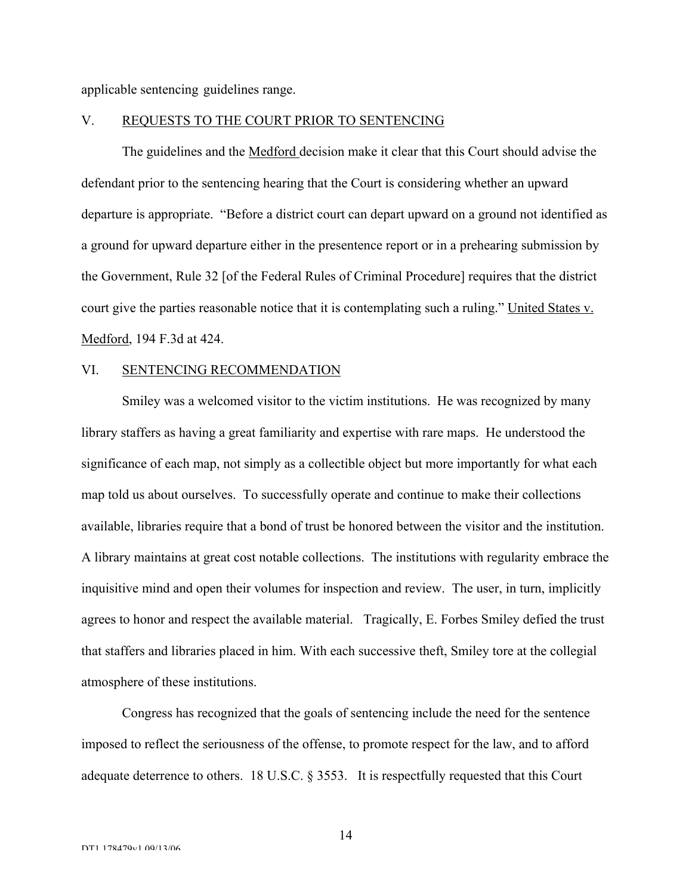applicable sentencing guidelines range.

## V. REQUESTS TO THE COURT PRIOR TO SENTENCING

The guidelines and the Medford decision make it clear that this Court should advise the defendant prior to the sentencing hearing that the Court is considering whether an upward departure is appropriate. "Before a district court can depart upward on a ground not identified as a ground for upward departure either in the presentence report or in a prehearing submission by the Government, Rule 32 [of the Federal Rules of Criminal Procedure] requires that the district court give the parties reasonable notice that it is contemplating such a ruling." United States v. Medford, 194 F.3d at 424.

## VI. SENTENCING RECOMMENDATION

Smiley was a welcomed visitor to the victim institutions. He was recognized by many library staffers as having a great familiarity and expertise with rare maps. He understood the significance of each map, not simply as a collectible object but more importantly for what each map told us about ourselves. To successfully operate and continue to make their collections available, libraries require that a bond of trust be honored between the visitor and the institution. A library maintains at great cost notable collections. The institutions with regularity embrace the inquisitive mind and open their volumes for inspection and review. The user, in turn, implicitly agrees to honor and respect the available material. Tragically, E. Forbes Smiley defied the trust that staffers and libraries placed in him. With each successive theft, Smiley tore at the collegial atmosphere of these institutions.

Congress has recognized that the goals of sentencing include the need for the sentence imposed to reflect the seriousness of the offense, to promote respect for the law, and to afford adequate deterrence to others. 18 U.S.C. § 3553. It is respectfully requested that this Court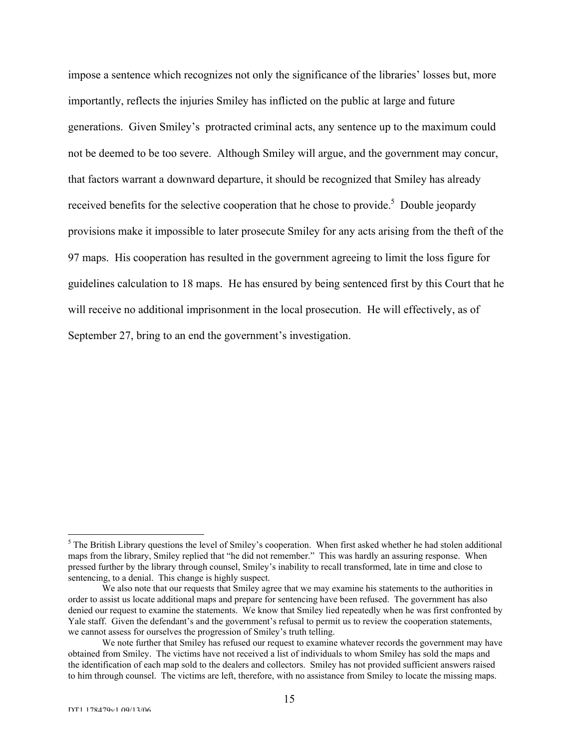impose a sentence which recognizes not only the significance of the libraries' losses but, more importantly, reflects the injuries Smiley has inflicted on the public at large and future generations. Given Smiley's protracted criminal acts, any sentence up to the maximum could not be deemed to be too severe. Although Smiley will argue, and the government may concur, that factors warrant a downward departure, it should be recognized that Smiley has already received benefits for the selective cooperation that he chose to provide.[5] Double jeopardy provisions make it impossible to later prosecute Smiley for any acts arising from the theft of the 97 maps. His cooperation has resulted in the government agreeing to limit the loss figure for guidelines calculation to 18 maps. He has ensured by being sentenced first by this Court that he will receive no additional imprisonment in the local prosecution. He will effectively, as of September 27, bring to an end the government's investigation.

---

[5] The British Library questions the level of Smiley's cooperation. When first asked whether he had stolen additional maps from the library, Smiley replied that "he did not remember." This was hardly an assuring response. When pressed further by the library through counsel, Smiley's inability to recall transformed, late in time and close to sentencing, to a denial. This change is highly suspect.

We also note that our requests that Smiley agree that we may examine his statements to the authorities in order to assist us locate additional maps and prepare for sentencing have been refused. The government has also denied our request to examine the statements. We know that Smiley lied repeatedly when he was first confronted by Yale staff. Given the defendant's and the government's refusal to permit us to review the cooperation statements, we cannot assess for ourselves the progression of Smiley's truth telling.

We note further that Smiley has refused our request to examine whatever records the government may have obtained from Smiley. The victims have not received a list of individuals to whom Smiley has sold the maps and the identification of each map sold to the dealers and collectors. Smiley has not provided sufficient answers raised to him through counsel. The victims are left, therefore, with no assistance from Smiley to locate the missing maps.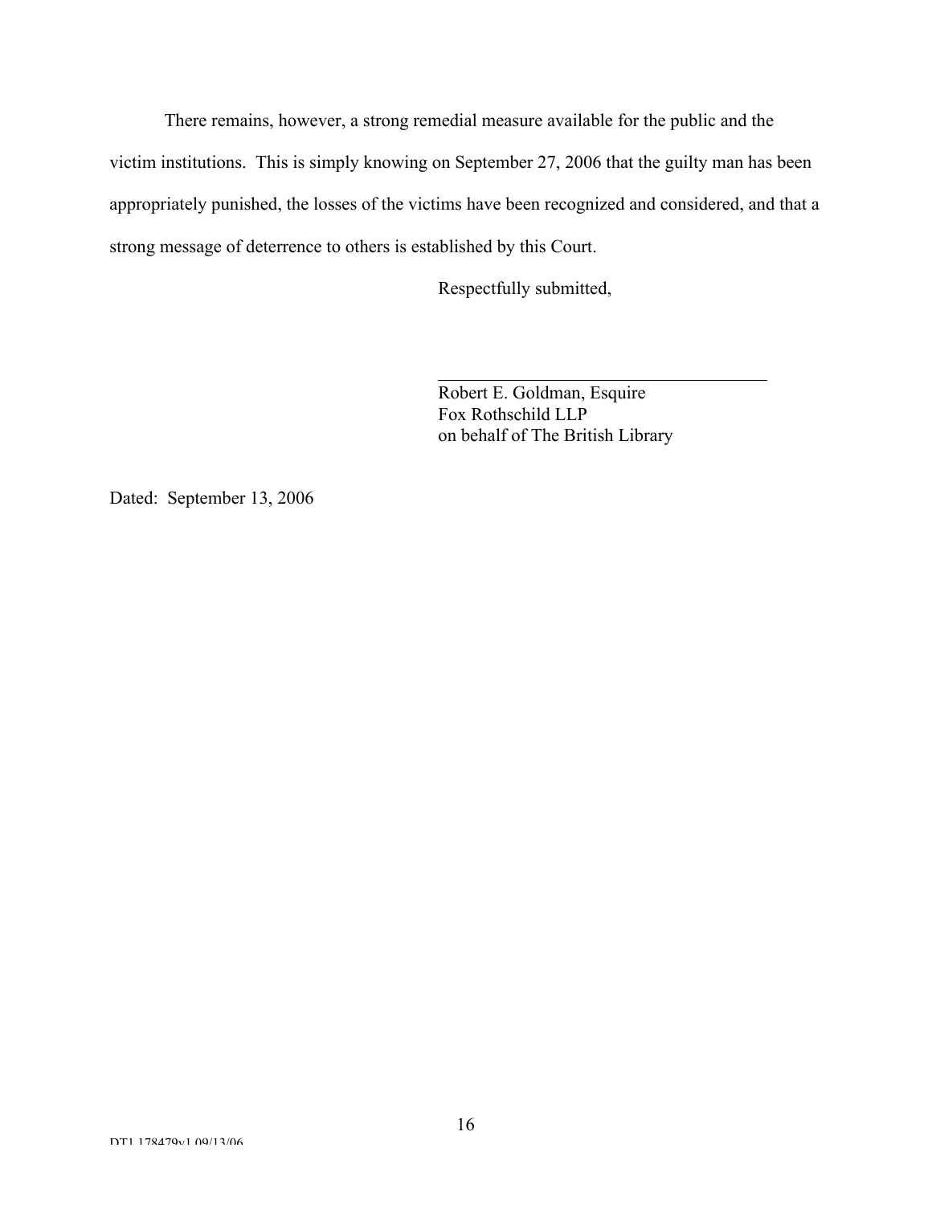There remains, however, a strong remedial measure available for the public and the victim institutions. This is simply knowing on September 27, 2006 that the guilty man has been appropriately punished, the losses of the victims have been recognized and considered, and that a strong message of deterrence to others is established by this Court.

Respectfully submitted,

\_\_\_\_\_\_\_\_\_\_\_\_\_\_\_\_\_\_\_\_\_\_\_\_\_\_\_\_\_\_\_\_\_\_\_\_

Robert E. Goldman, Esquire
Fox Rothschild LLP
on behalf of The British Library

Dated: September 13, 2006

DT1 178479v1 09/13/06